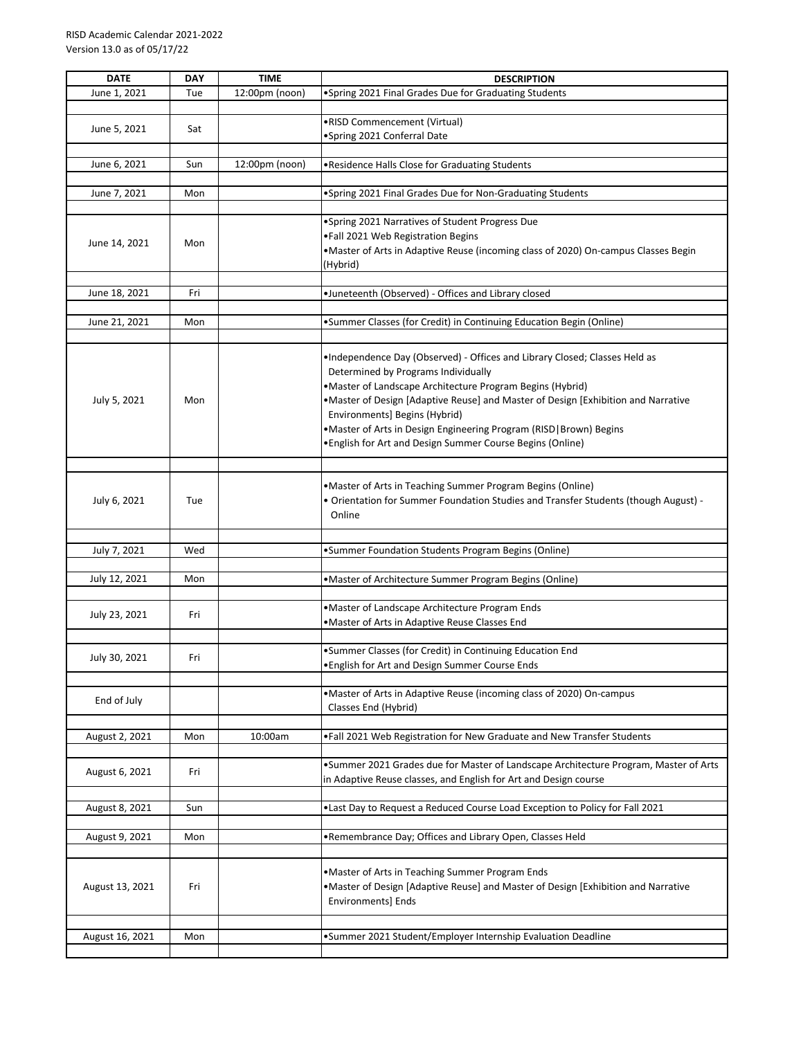RISD Academic Calendar 2021-2022
Version 13.0 as of 05/17/22

| DATE | DAY | TIME | DESCRIPTION |
|---|---|---|---|
| June 1, 2021 | Tue | 12:00pm (noon) | •Spring 2021 Final Grades Due for Graduating Students |
| June 5, 2021 | Sat | | •RISD Commencement (Virtual)<br>•Spring 2021 Conferral Date |
| June 6, 2021 | Sun | 12:00pm (noon) | •Residence Halls Close for Graduating Students |
| June 7, 2021 | Mon | | •Spring 2021 Final Grades Due for Non-Graduating Students |
| June 14, 2021 | Mon | | •Spring 2021 Narratives of Student Progress Due<br>•Fall 2021 Web Registration Begins<br>•Master of Arts in Adaptive Reuse (incoming class of 2020) On-campus Classes Begin (Hybrid) |
| June 18, 2021 | Fri | | •Juneteenth (Observed) - Offices and Library closed |
| June 21, 2021 | Mon | | •Summer Classes (for Credit) in Continuing Education Begin (Online) |
| July 5, 2021 | Mon | | •Independence Day (Observed) - Offices and Library Closed; Classes Held as Determined by Programs Individually<br>•Master of Landscape Architecture Program Begins (Hybrid)<br>•Master of Design [Adaptive Reuse] and Master of Design [Exhibition and Narrative Environments] Begins (Hybrid)<br>•Master of Arts in Design Engineering Program (RISD\|Brown) Begins<br>•English for Art and Design Summer Course Begins (Online) |
| July 6, 2021 | Tue | | •Master of Arts in Teaching Summer Program Begins (Online)<br>• Orientation for Summer Foundation Studies and Transfer Students (though August) - Online |
| July 7, 2021 | Wed | | •Summer Foundation Students Program Begins (Online) |
| July 12, 2021 | Mon | | •Master of Architecture Summer Program Begins (Online) |
| July 23, 2021 | Fri | | •Master of Landscape Architecture Program Ends<br>•Master of Arts in Adaptive Reuse Classes End |
| July 30, 2021 | Fri | | •Summer Classes (for Credit) in Continuing Education End<br>•English for Art and Design Summer Course Ends |
| End of July | | | •Master of Arts in Adaptive Reuse (incoming class of 2020) On-campus Classes End (Hybrid) |
| August 2, 2021 | Mon | 10:00am | •Fall 2021 Web Registration for New Graduate and New Transfer Students |
| August 6, 2021 | Fri | | •Summer 2021 Grades due for Master of Landscape Architecture Program, Master of Arts in Adaptive Reuse classes, and English for Art and Design course |
| August 8, 2021 | Sun | | •Last Day to Request a Reduced Course Load Exception to Policy for Fall 2021 |
| August 9, 2021 | Mon | | •Remembrance Day; Offices and Library Open, Classes Held |
| August 13, 2021 | Fri | | •Master of Arts in Teaching Summer Program Ends<br>•Master of Design [Adaptive Reuse] and Master of Design [Exhibition and Narrative Environments] Ends |
| August 16, 2021 | Mon | | •Summer 2021 Student/Employer Internship Evaluation Deadline |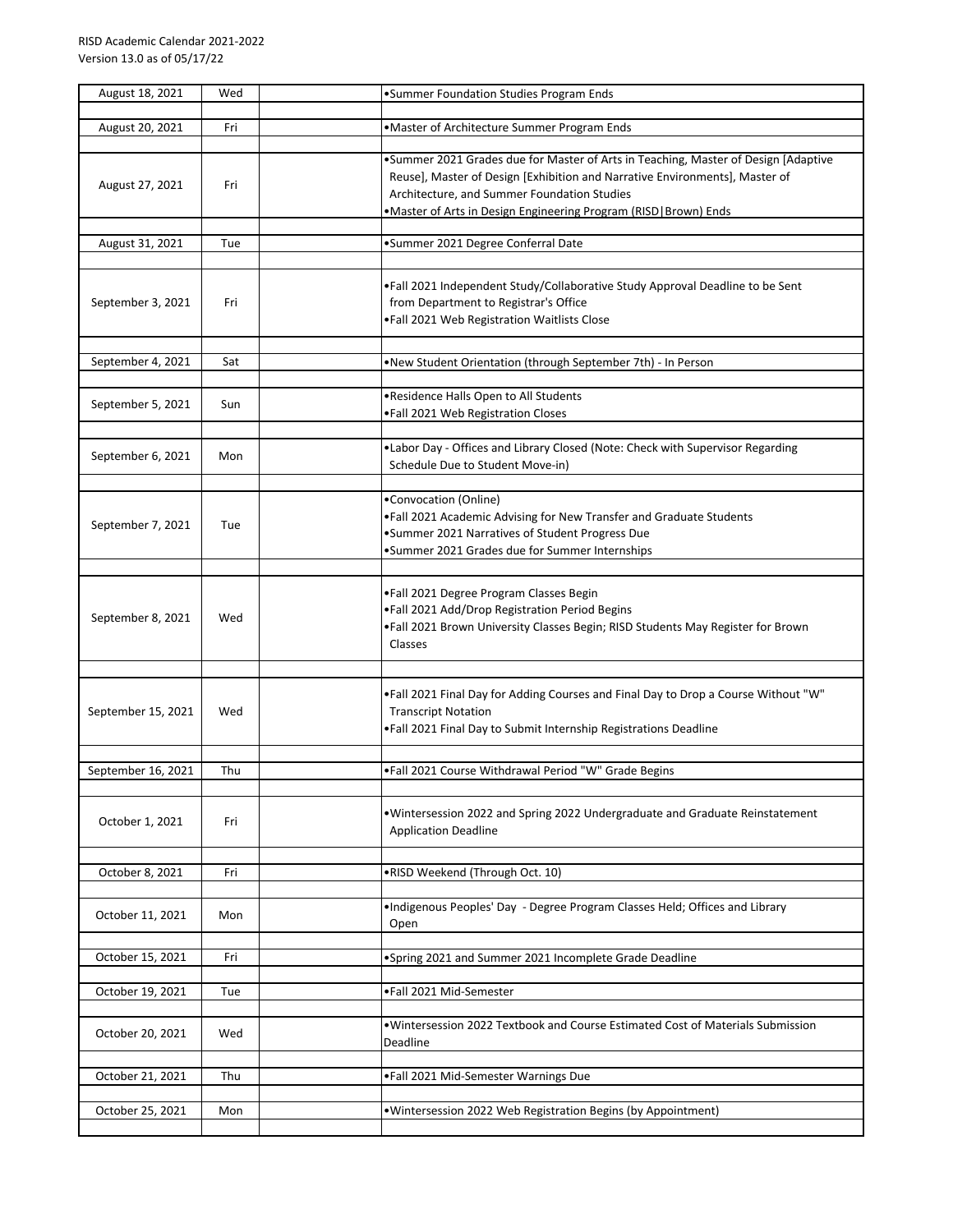RISD Academic Calendar 2021-2022
Version 13.0 as of 05/17/22

| Date | Day | | Event |
|---|---|---|---|
| August 18, 2021 | Wed | | •Summer Foundation Studies Program Ends |
| August 20, 2021 | Fri | | •Master of Architecture Summer Program Ends |
| August 27, 2021 | Fri | | •Summer 2021 Grades due for Master of Arts in Teaching, Master of Design [Adaptive Reuse], Master of Design [Exhibition and Narrative Environments], Master of Architecture, and Summer Foundation Studies<br>•Master of Arts in Design Engineering Program (RISD\|Brown) Ends |
| August 31, 2021 | Tue | | •Summer 2021 Degree Conferral Date |
| September 3, 2021 | Fri | | •Fall 2021 Independent Study/Collaborative Study Approval Deadline to be Sent from Department to Registrar's Office<br>•Fall 2021 Web Registration Waitlists Close |
| September 4, 2021 | Sat | | •New Student Orientation (through September 7th) - In Person |
| September 5, 2021 | Sun | | •Residence Halls Open to All Students<br>•Fall 2021 Web Registration Closes |
| September 6, 2021 | Mon | | •Labor Day - Offices and Library Closed (Note: Check with Supervisor Regarding Schedule Due to Student Move-in) |
| September 7, 2021 | Tue | | •Convocation (Online)<br>•Fall 2021 Academic Advising for New Transfer and Graduate Students<br>•Summer 2021 Narratives of Student Progress Due<br>•Summer 2021 Grades due for Summer Internships |
| September 8, 2021 | Wed | | •Fall 2021 Degree Program Classes Begin<br>•Fall 2021 Add/Drop Registration Period Begins<br>•Fall 2021 Brown University Classes Begin; RISD Students May Register for Brown Classes |
| September 15, 2021 | Wed | | •Fall 2021 Final Day for Adding Courses and Final Day to Drop a Course Without "W" Transcript Notation<br>•Fall 2021 Final Day to Submit Internship Registrations Deadline |
| September 16, 2021 | Thu | | •Fall 2021 Course Withdrawal Period "W" Grade Begins |
| October 1, 2021 | Fri | | •Wintersession 2022 and Spring 2022 Undergraduate and Graduate Reinstatement Application Deadline |
| October 8, 2021 | Fri | | •RISD Weekend (Through Oct. 10) |
| October 11, 2021 | Mon | | •Indigenous Peoples' Day - Degree Program Classes Held; Offices and Library Open |
| October 15, 2021 | Fri | | •Spring 2021 and Summer 2021 Incomplete Grade Deadline |
| October 19, 2021 | Tue | | •Fall 2021 Mid-Semester |
| October 20, 2021 | Wed | | •Wintersession 2022 Textbook and Course Estimated Cost of Materials Submission Deadline |
| October 21, 2021 | Thu | | •Fall 2021 Mid-Semester Warnings Due |
| October 25, 2021 | Mon | | •Wintersession 2022 Web Registration Begins (by Appointment) |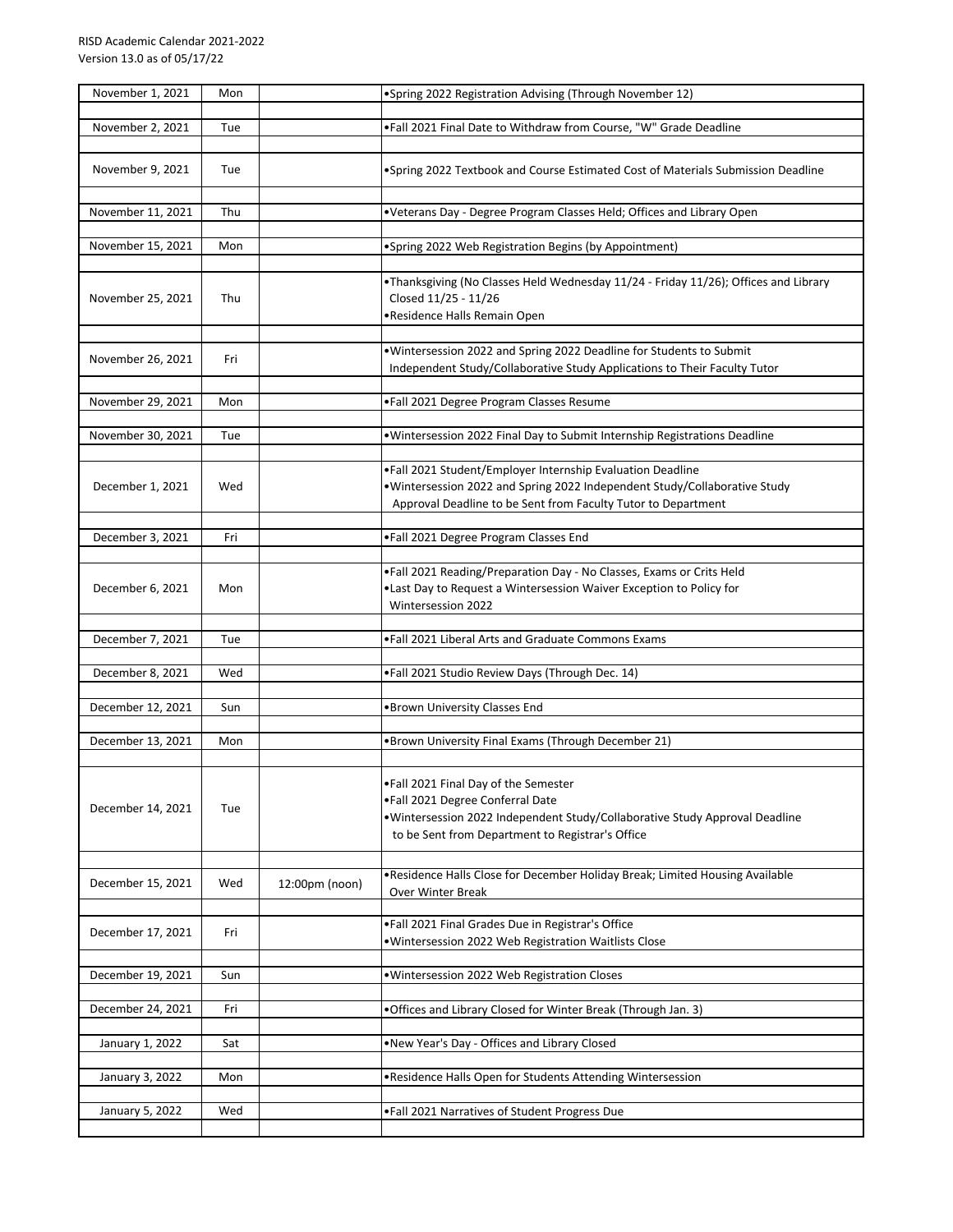RISD Academic Calendar 2021-2022
Version 13.0 as of 05/17/22

| Date | Day | Time | Event |
|---|---|---|---|
| November 1, 2021 | Mon | | •Spring 2022 Registration Advising (Through November 12) |
| November 2, 2021 | Tue | | •Fall 2021 Final Date to Withdraw from Course, "W" Grade Deadline |
| November 9, 2021 | Tue | | •Spring 2022 Textbook and Course Estimated Cost of Materials Submission Deadline |
| November 11, 2021 | Thu | | •Veterans Day - Degree Program Classes Held; Offices and Library Open |
| November 15, 2021 | Mon | | •Spring 2022 Web Registration Begins (by Appointment) |
| November 25, 2021 | Thu | | •Thanksgiving (No Classes Held Wednesday 11/24 - Friday 11/26); Offices and Library Closed 11/25 - 11/26<br>•Residence Halls Remain Open |
| November 26, 2021 | Fri | | •Wintersession 2022 and Spring 2022 Deadline for Students to Submit Independent Study/Collaborative Study Applications to Their Faculty Tutor |
| November 29, 2021 | Mon | | •Fall 2021 Degree Program Classes Resume |
| November 30, 2021 | Tue | | •Wintersession 2022 Final Day to Submit Internship Registrations Deadline |
| December 1, 2021 | Wed | | •Fall 2021 Student/Employer Internship Evaluation Deadline<br>•Wintersession 2022 and Spring 2022 Independent Study/Collaborative Study Approval Deadline to be Sent from Faculty Tutor to Department |
| December 3, 2021 | Fri | | •Fall 2021 Degree Program Classes End |
| December 6, 2021 | Mon | | •Fall 2021 Reading/Preparation Day - No Classes, Exams or Crits Held<br>•Last Day to Request a Wintersession Waiver Exception to Policy for Wintersession 2022 |
| December 7, 2021 | Tue | | •Fall 2021 Liberal Arts and Graduate Commons Exams |
| December 8, 2021 | Wed | | •Fall 2021 Studio Review Days (Through Dec. 14) |
| December 12, 2021 | Sun | | •Brown University Classes End |
| December 13, 2021 | Mon | | •Brown University Final Exams (Through December 21) |
| December 14, 2021 | Tue | | •Fall 2021 Final Day of the Semester<br>•Fall 2021 Degree Conferral Date<br>•Wintersession 2022 Independent Study/Collaborative Study Approval Deadline to be Sent from Department to Registrar's Office |
| December 15, 2021 | Wed | 12:00pm (noon) | •Residence Halls Close for December Holiday Break; Limited Housing Available Over Winter Break |
| December 17, 2021 | Fri | | •Fall 2021 Final Grades Due in Registrar's Office<br>•Wintersession 2022 Web Registration Waitlists Close |
| December 19, 2021 | Sun | | •Wintersession 2022 Web Registration Closes |
| December 24, 2021 | Fri | | •Offices and Library Closed for Winter Break (Through Jan. 3) |
| January 1, 2022 | Sat | | •New Year's Day - Offices and Library Closed |
| January 3, 2022 | Mon | | •Residence Halls Open for Students Attending Wintersession |
| January 5, 2022 | Wed | | •Fall 2021 Narratives of Student Progress Due |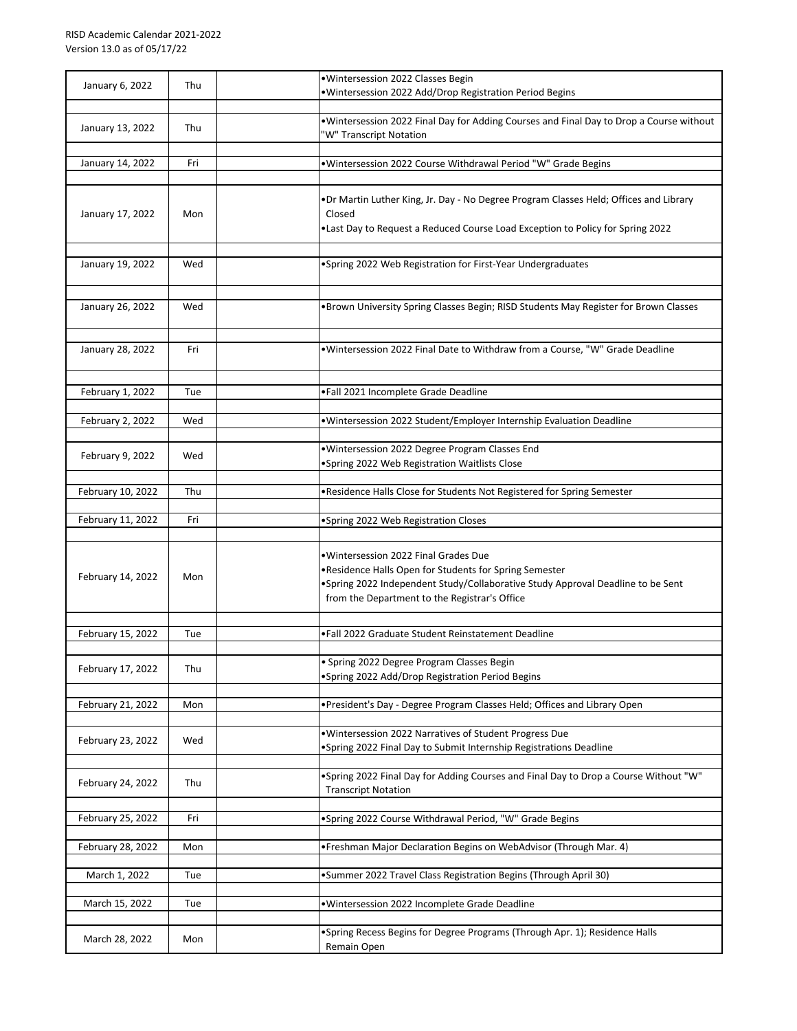| January 6, 2022 | Thu | | •Wintersession 2022 Classes Begin<br>•Wintersession 2022 Add/Drop Registration Period Begins |
|---|---|---|---|
| January 13, 2022 | Thu | | •Wintersession 2022 Final Day for Adding Courses and Final Day to Drop a Course without "W" Transcript Notation |
| January 14, 2022 | Fri | | •Wintersession 2022 Course Withdrawal Period "W" Grade Begins |
| January 17, 2022 | Mon | | •Dr Martin Luther King, Jr. Day - No Degree Program Classes Held; Offices and Library Closed<br>•Last Day to Request a Reduced Course Load Exception to Policy for Spring 2022 |
| January 19, 2022 | Wed | | •Spring 2022 Web Registration for First-Year Undergraduates |
| January 26, 2022 | Wed | | •Brown University Spring Classes Begin; RISD Students May Register for Brown Classes |
| January 28, 2022 | Fri | | •Wintersession 2022 Final Date to Withdraw from a Course, "W" Grade Deadline |
| February 1, 2022 | Tue | | •Fall 2021 Incomplete Grade Deadline |
| February 2, 2022 | Wed | | •Wintersession 2022 Student/Employer Internship Evaluation Deadline |
| February 9, 2022 | Wed | | •Wintersession 2022 Degree Program Classes End<br>•Spring 2022 Web Registration Waitlists Close |
| February 10, 2022 | Thu | | •Residence Halls Close for Students Not Registered for Spring Semester |
| February 11, 2022 | Fri | | •Spring 2022 Web Registration Closes |
| February 14, 2022 | Mon | | •Wintersession 2022 Final Grades Due<br>•Residence Halls Open for Students for Spring Semester<br>•Spring 2022 Independent Study/Collaborative Study Approval Deadline to be Sent from the Department to the Registrar's Office |
| February 15, 2022 | Tue | | •Fall 2022 Graduate Student Reinstatement Deadline |
| February 17, 2022 | Thu | | • Spring 2022 Degree Program Classes Begin<br>•Spring 2022 Add/Drop Registration Period Begins |
| February 21, 2022 | Mon | | •President's Day - Degree Program Classes Held; Offices and Library Open |
| February 23, 2022 | Wed | | •Wintersession 2022 Narratives of Student Progress Due<br>•Spring 2022 Final Day to Submit Internship Registrations Deadline |
| February 24, 2022 | Thu | | •Spring 2022 Final Day for Adding Courses and Final Day to Drop a Course Without "W" Transcript Notation |
| February 25, 2022 | Fri | | •Spring 2022 Course Withdrawal Period, "W" Grade Begins |
| February 28, 2022 | Mon | | •Freshman Major Declaration Begins on WebAdvisor (Through Mar. 4) |
| March 1, 2022 | Tue | | •Summer 2022 Travel Class Registration Begins (Through April 30) |
| March 15, 2022 | Tue | | •Wintersession 2022 Incomplete Grade Deadline |
| March 28, 2022 | Mon | | •Spring Recess Begins for Degree Programs (Through Apr. 1); Residence Halls Remain Open |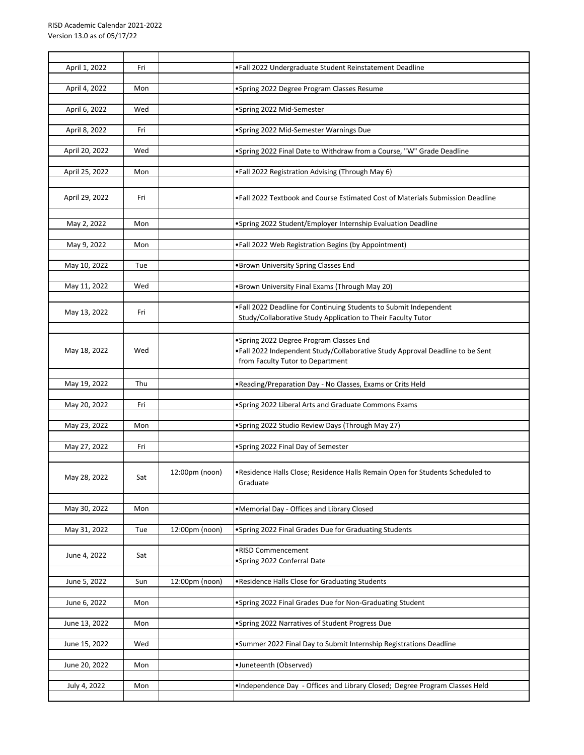RISD Academic Calendar 2021-2022
Version 13.0 as of 05/17/22

| | | | |
|---|---|---|---|
| April 1, 2022 | Fri | | •Fall 2022 Undergraduate Student Reinstatement Deadline |
| April 4, 2022 | Mon | | •Spring 2022 Degree Program Classes Resume |
| April 6, 2022 | Wed | | •Spring 2022 Mid-Semester |
| April 8, 2022 | Fri | | •Spring 2022 Mid-Semester Warnings Due |
| April 20, 2022 | Wed | | •Spring 2022 Final Date to Withdraw from a Course, "W" Grade Deadline |
| April 25, 2022 | Mon | | •Fall 2022 Registration Advising (Through May 6) |
| April 29, 2022 | Fri | | •Fall 2022 Textbook and Course Estimated Cost of Materials Submission Deadline |
| May 2, 2022 | Mon | | •Spring 2022 Student/Employer Internship Evaluation Deadline |
| May 9, 2022 | Mon | | •Fall 2022 Web Registration Begins (by Appointment) |
| May 10, 2022 | Tue | | •Brown University Spring Classes End |
| May 11, 2022 | Wed | | •Brown University Final Exams (Through May 20) |
| May 13, 2022 | Fri | | •Fall 2022 Deadline for Continuing Students to Submit Independent Study/Collaborative Study Application to Their Faculty Tutor |
| May 18, 2022 | Wed | | •Spring 2022 Degree Program Classes End<br>•Fall 2022 Independent Study/Collaborative Study Approval Deadline to be Sent from Faculty Tutor to Department |
| May 19, 2022 | Thu | | •Reading/Preparation Day - No Classes, Exams or Crits Held |
| May 20, 2022 | Fri | | •Spring 2022 Liberal Arts and Graduate Commons Exams |
| May 23, 2022 | Mon | | •Spring 2022 Studio Review Days (Through May 27) |
| May 27, 2022 | Fri | | •Spring 2022 Final Day of Semester |
| May 28, 2022 | Sat | 12:00pm (noon) | •Residence Halls Close; Residence Halls Remain Open for Students Scheduled to Graduate |
| May 30, 2022 | Mon | | •Memorial Day - Offices and Library Closed |
| May 31, 2022 | Tue | 12:00pm (noon) | •Spring 2022 Final Grades Due for Graduating Students |
| June 4, 2022 | Sat | | •RISD Commencement<br>•Spring 2022 Conferral Date |
| June 5, 2022 | Sun | 12:00pm (noon) | •Residence Halls Close for Graduating Students |
| June 6, 2022 | Mon | | •Spring 2022 Final Grades Due for Non-Graduating Student |
| June 13, 2022 | Mon | | •Spring 2022 Narratives of Student Progress Due |
| June 15, 2022 | Wed | | •Summer 2022 Final Day to Submit Internship Registrations Deadline |
| June 20, 2022 | Mon | | •Juneteenth (Observed) |
| July 4, 2022 | Mon | | •Independence Day - Offices and Library Closed; Degree Program Classes Held |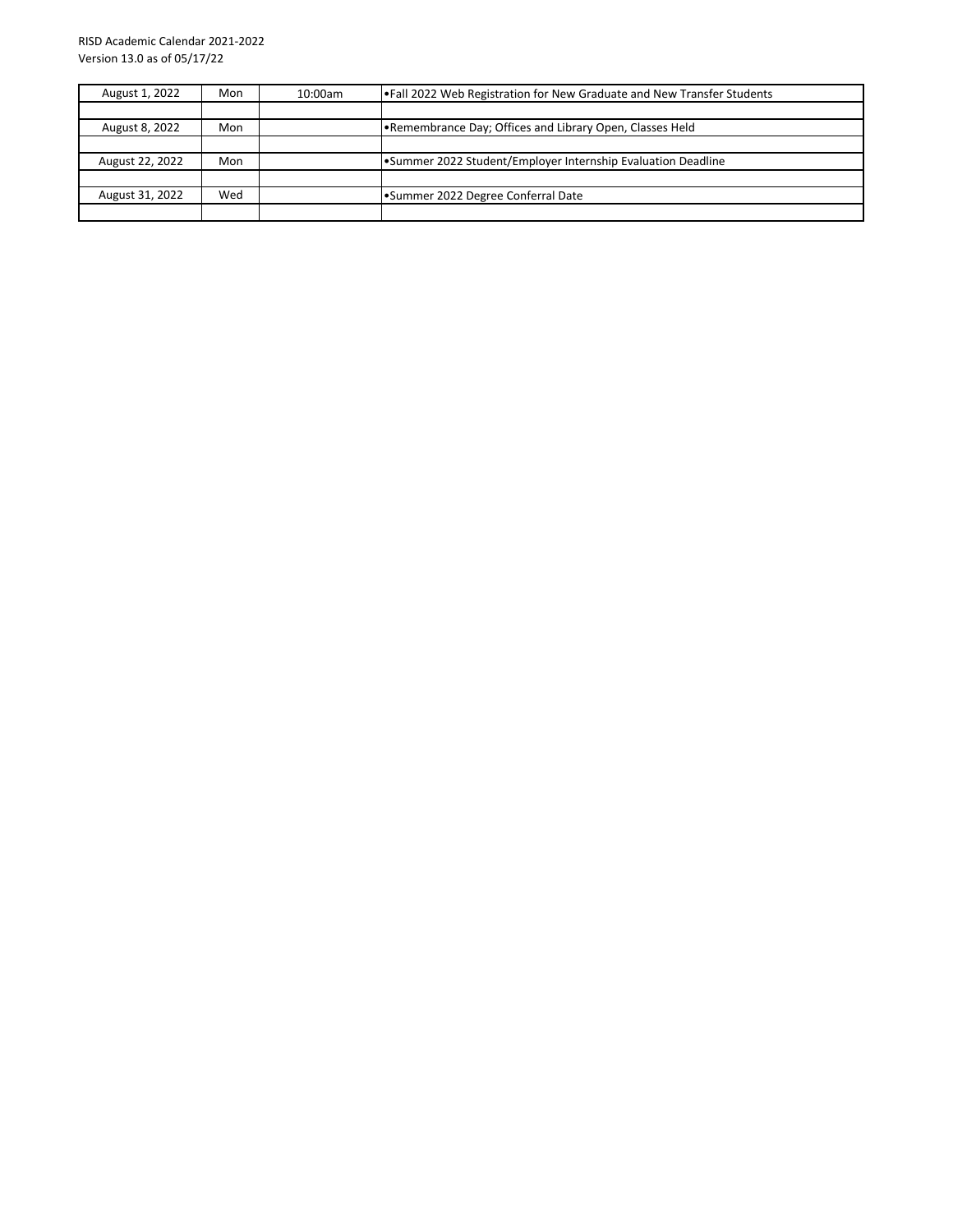| | | | |
|---|---|---|---|
| August 1, 2022 | Mon | 10:00am | •Fall 2022 Web Registration for New Graduate and New Transfer Students |
| | | | |
| August 8, 2022 | Mon | | •Remembrance Day; Offices and Library Open, Classes Held |
| | | | |
| August 22, 2022 | Mon | | •Summer 2022 Student/Employer Internship Evaluation Deadline |
| | | | |
| August 31, 2022 | Wed | | •Summer 2022 Degree Conferral Date |
| | | | |